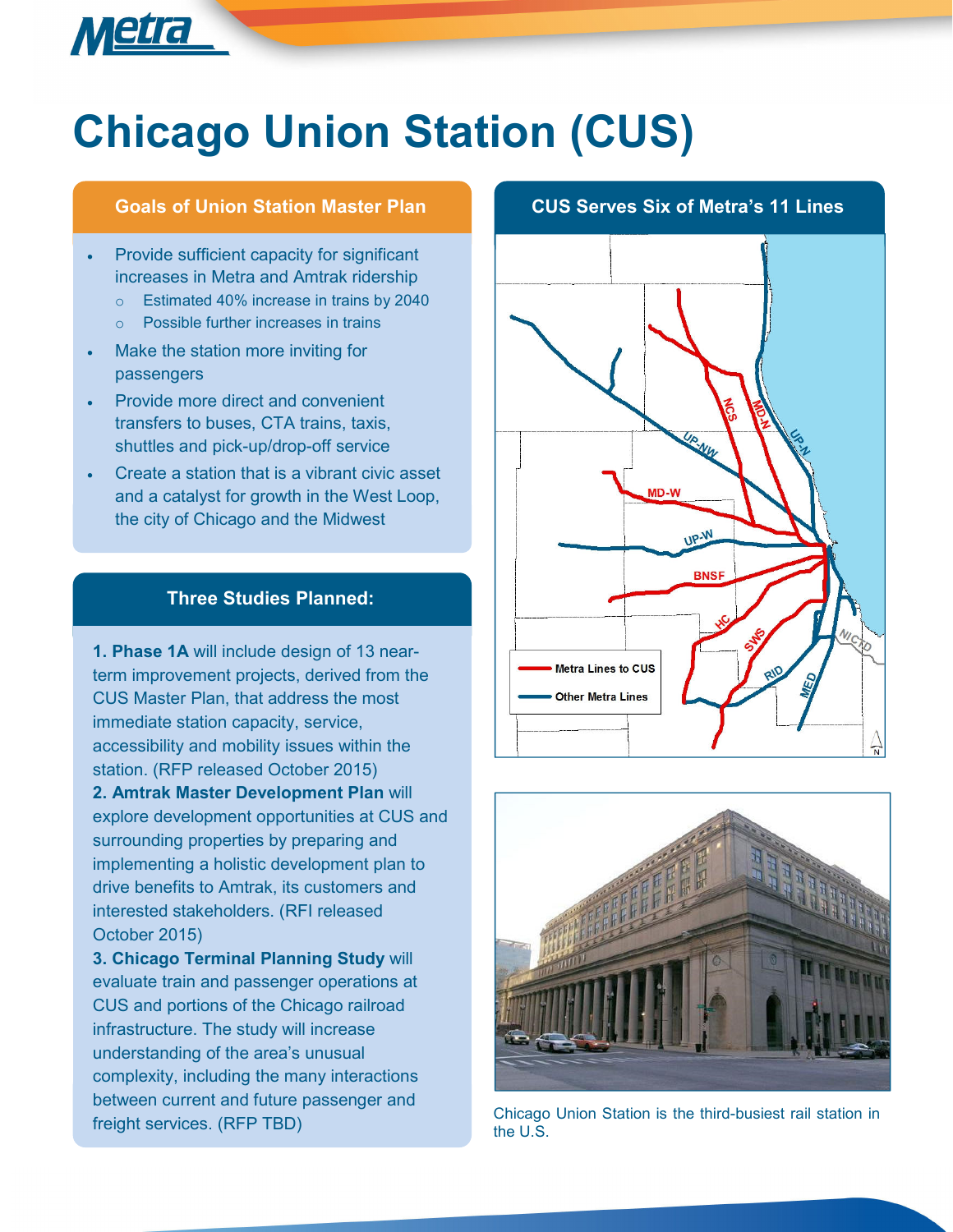# Chicago Union Station (CUS)

## Goals of Union Station Master Plan

- Provide sufficient capacity for significant increases in Metra and Amtrak ridership
  - Estimated 40% increase in trains by 2040
  - Possible further increases in trains
- Make the station more inviting for passengers
- Provide more direct and convenient transfers to buses, CTA trains, taxis, shuttles and pick-up/drop-off service
- Create a station that is a vibrant civic asset and a catalyst for growth in the West Loop, the city of Chicago and the Midwest

## Three Studies Planned:

**1. Phase 1A** will include design of 13 near-term improvement projects, derived from the CUS Master Plan, that address the most immediate station capacity, service, accessibility and mobility issues within the station. (RFP released October 2015)

**2. Amtrak Master Development Plan** will explore development opportunities at CUS and surrounding properties by preparing and implementing a holistic development plan to drive benefits to Amtrak, its customers and interested stakeholders. (RFI released October 2015)

**3. Chicago Terminal Planning Study** will evaluate train and passenger operations at CUS and portions of the Chicago railroad infrastructure. The study will increase understanding of the area's unusual complexity, including the many interactions between current and future passenger and freight services. (RFP TBD)

## CUS Serves Six of Metra's 11 Lines

Chicago Union Station is the third-busiest rail station in the U.S.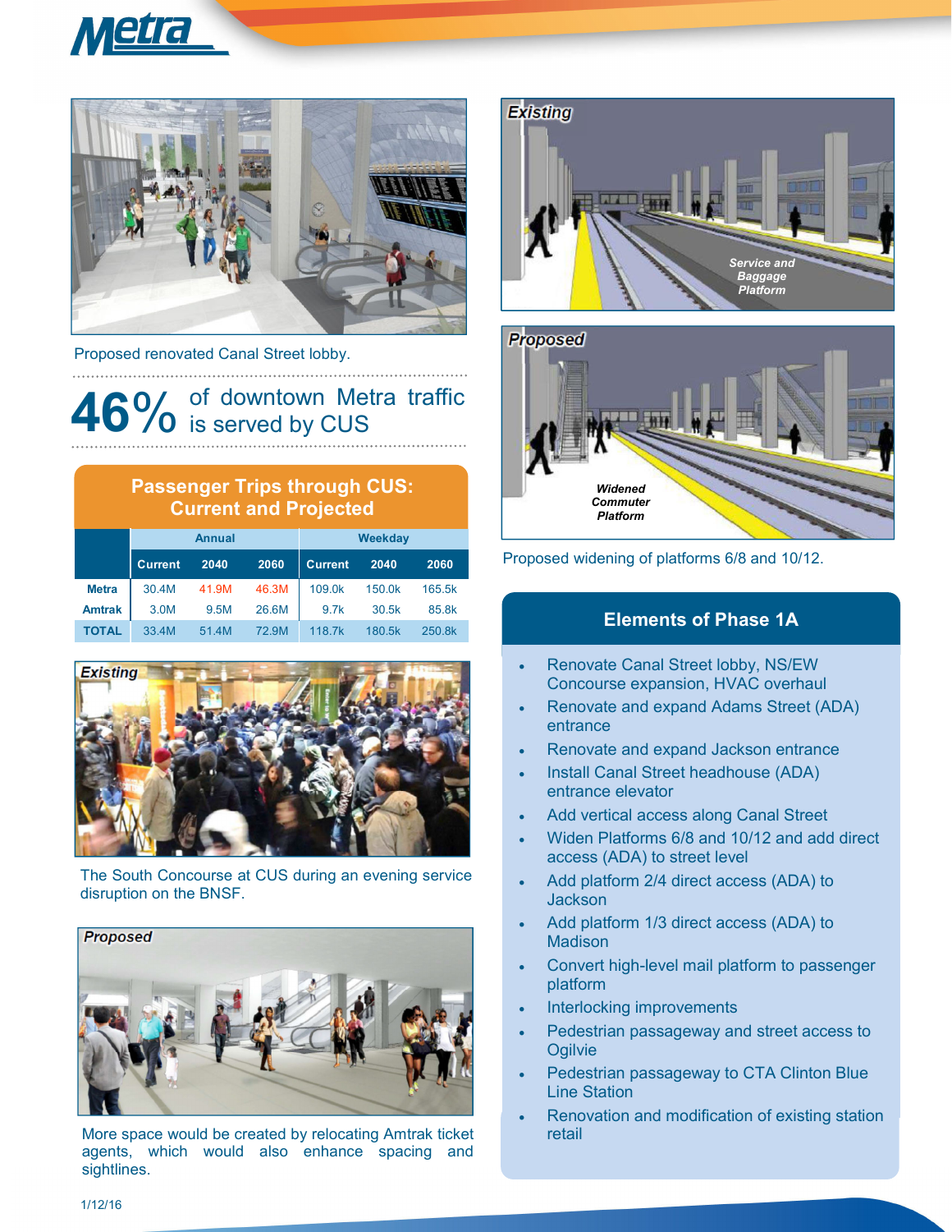Proposed renovated Canal Street lobby.

**46%** of downtown Metra traffic is served by CUS

### Passenger Trips through CUS: Current and Projected

| | Annual | | | Weekday | | |
|---|---|---|---|---|---|---|
| | Current | 2040 | 2060 | Current | 2040 | 2060 |
| Metra | 30.4M | 41.9M | 46.3M | 109.0k | 150.0k | 165.5k |
| Amtrak | 3.0M | 9.5M | 26.6M | 9.7k | 30.5k | 85.8k |
| TOTAL | 33.4M | 51.4M | 72.9M | 118.7k | 180.5k | 250.8k |

Existing

The South Concourse at CUS during an evening service disruption on the BNSF.

Proposed

More space would be created by relocating Amtrak ticket agents, which would also enhance spacing and sightlines.

Existing

Service and Baggage Platform

Proposed

Widened Commuter Platform

Proposed widening of platforms 6/8 and 10/12.

### Elements of Phase 1A

- Renovate Canal Street lobby, NS/EW Concourse expansion, HVAC overhaul
- Renovate and expand Adams Street (ADA) entrance
- Renovate and expand Jackson entrance
- Install Canal Street headhouse (ADA) entrance elevator
- Add vertical access along Canal Street
- Widen Platforms 6/8 and 10/12 and add direct access (ADA) to street level
- Add platform 2/4 direct access (ADA) to Jackson
- Add platform 1/3 direct access (ADA) to Madison
- Convert high-level mail platform to passenger platform
- Interlocking improvements
- Pedestrian passageway and street access to Ogilvie
- Pedestrian passageway to CTA Clinton Blue Line Station
- Renovation and modification of existing station retail

1/12/16